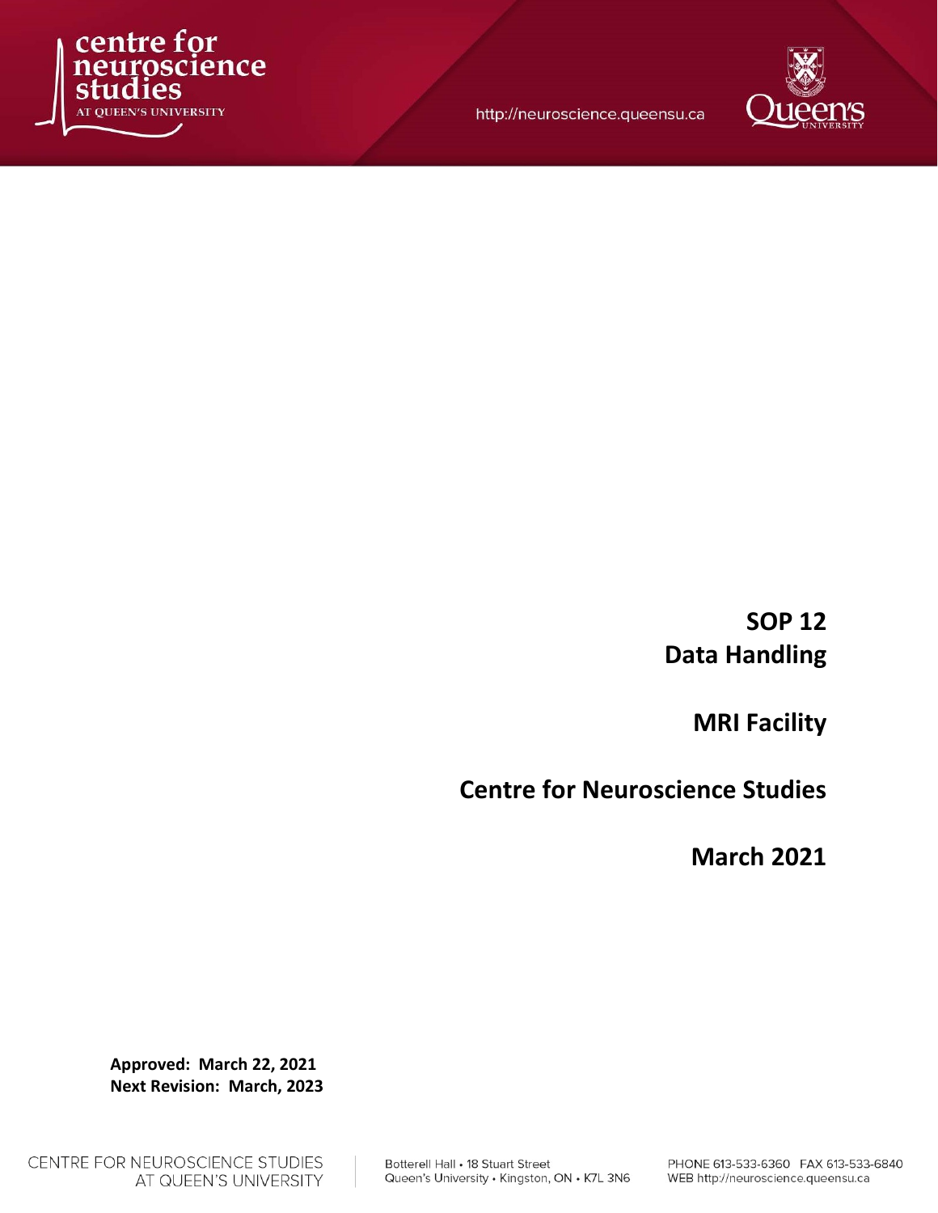# SOP 12
# Data Handling

## MRI Facility

## Centre for Neuroscience Studies

## March 2021

**Approved: March 22, 2021**
**Next Revision: March, 2023**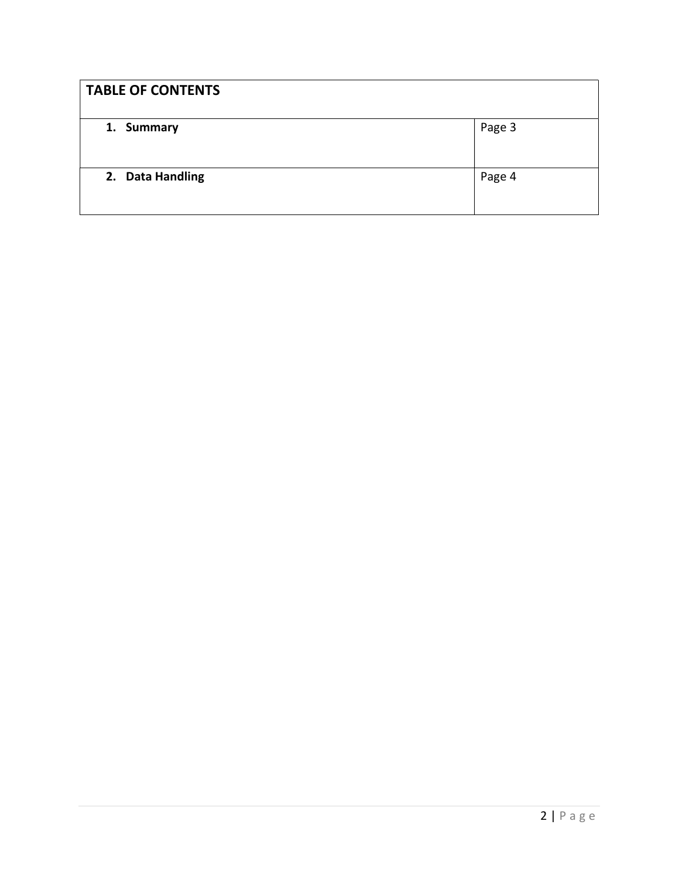| TABLE OF CONTENTS | |
|---|---|
| **1. Summary** | Page 3 |
| **2. Data Handling** | Page 4 |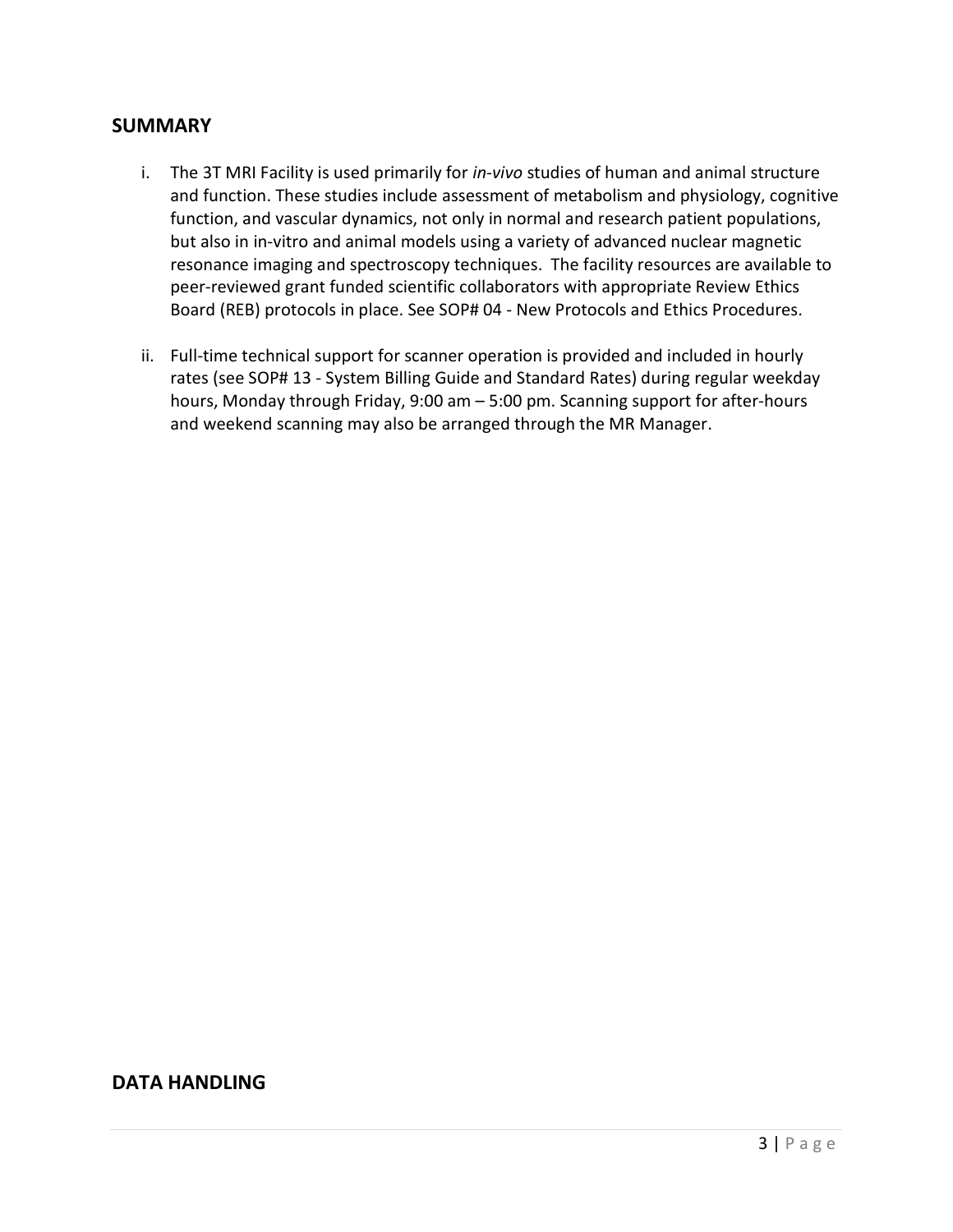## SUMMARY

i. The 3T MRI Facility is used primarily for *in-vivo* studies of human and animal structure and function. These studies include assessment of metabolism and physiology, cognitive function, and vascular dynamics, not only in normal and research patient populations, but also in in-vitro and animal models using a variety of advanced nuclear magnetic resonance imaging and spectroscopy techniques. The facility resources are available to peer-reviewed grant funded scientific collaborators with appropriate Review Ethics Board (REB) protocols in place. See SOP# 04 - New Protocols and Ethics Procedures.

ii. Full-time technical support for scanner operation is provided and included in hourly rates (see SOP# 13 - System Billing Guide and Standard Rates) during regular weekday hours, Monday through Friday, 9:00 am – 5:00 pm. Scanning support for after-hours and weekend scanning may also be arranged through the MR Manager.

## DATA HANDLING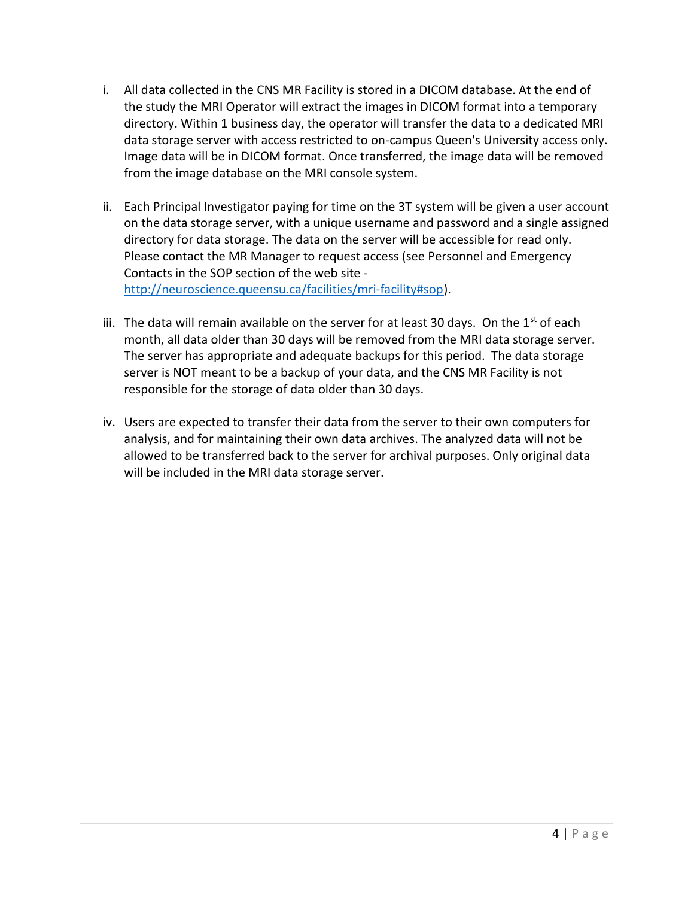i. All data collected in the CNS MR Facility is stored in a DICOM database. At the end of the study the MRI Operator will extract the images in DICOM format into a temporary directory. Within 1 business day, the operator will transfer the data to a dedicated MRI data storage server with access restricted to on-campus Queen's University access only. Image data will be in DICOM format. Once transferred, the image data will be removed from the image database on the MRI console system.

ii. Each Principal Investigator paying for time on the 3T system will be given a user account on the data storage server, with a unique username and password and a single assigned directory for data storage. The data on the server will be accessible for read only. Please contact the MR Manager to request access (see Personnel and Emergency Contacts in the SOP section of the web site - [http://neuroscience.queensu.ca/facilities/mri-facility#sop](http://neuroscience.queensu.ca/facilities/mri-facility#sop)).

iii. The data will remain available on the server for at least 30 days. On the 1st of each month, all data older than 30 days will be removed from the MRI data storage server. The server has appropriate and adequate backups for this period. The data storage server is NOT meant to be a backup of your data, and the CNS MR Facility is not responsible for the storage of data older than 30 days.

iv. Users are expected to transfer their data from the server to their own computers for analysis, and for maintaining their own data archives. The analyzed data will not be allowed to be transferred back to the server for archival purposes. Only original data will be included in the MRI data storage server.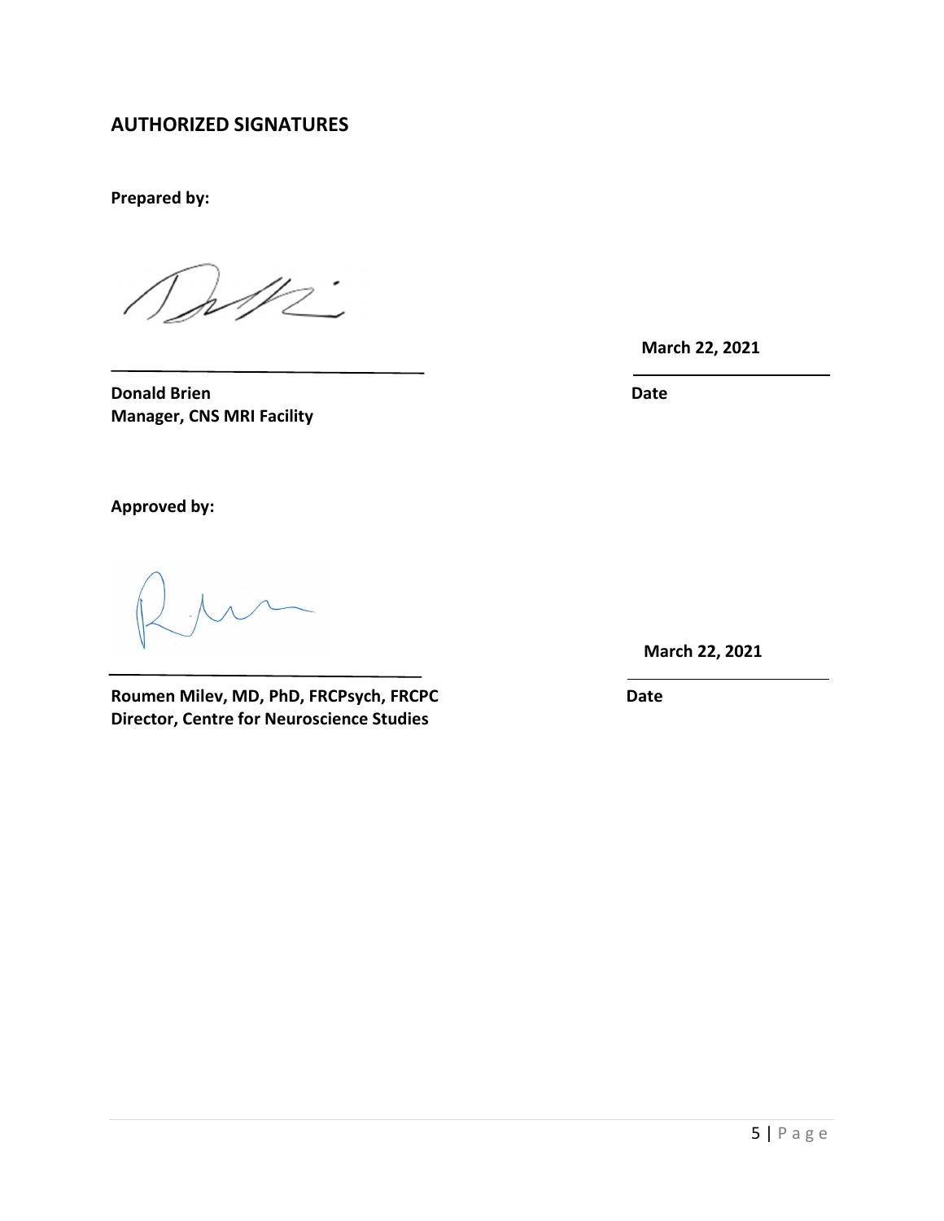## AUTHORIZED SIGNATURES

**Prepared by:**

**March 22, 2021**

**Donald Brien**
**Manager, CNS MRI Facility**

**Date**

**Approved by:**

**March 22, 2021**

**Roumen Milev, MD, PhD, FRCPsych, FRCPC**
**Director, Centre for Neuroscience Studies**

**Date**